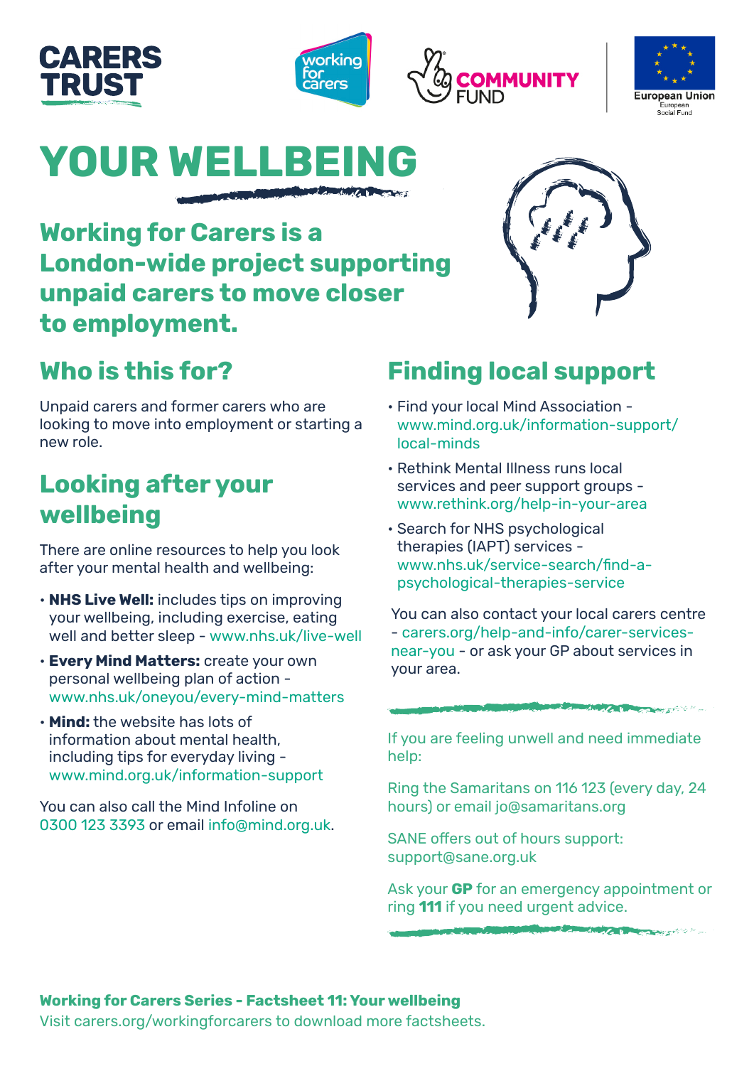CARERS TRUST

working for carers

COMMUNITY FUND

European Union
European Social Fund

# YOUR WELLBEING

**Working for Carers is a London-wide project supporting unpaid carers to move closer to employment.**

## Who is this for?

Unpaid carers and former carers who are looking to move into employment or starting a new role.

## Looking after your wellbeing

There are online resources to help you look after your mental health and wellbeing:

- **NHS Live Well:** includes tips on improving your wellbeing, including exercise, eating well and better sleep - www.nhs.uk/live-well
- **Every Mind Matters:** create your own personal wellbeing plan of action - www.nhs.uk/oneyou/every-mind-matters
- **Mind:** the website has lots of information about mental health, including tips for everyday living - www.mind.org.uk/information-support

You can also call the Mind Infoline on 0300 123 3393 or email info@mind.org.uk.

## Finding local support

- Find your local Mind Association - www.mind.org.uk/information-support/local-minds
- Rethink Mental Illness runs local services and peer support groups - www.rethink.org/help-in-your-area
- Search for NHS psychological therapies (IAPT) services - www.nhs.uk/service-search/find-a-psychological-therapies-service

You can also contact your local carers centre - carers.org/help-and-info/carer-services-near-you - or ask your GP about services in your area.

If you are feeling unwell and need immediate help:

Ring the Samaritans on 116 123 (every day, 24 hours) or email jo@samaritans.org

SANE offers out of hours support: support@sane.org.uk

Ask your **GP** for an emergency appointment or ring **111** if you need urgent advice.

**Working for Carers Series - Factsheet 11: Your wellbeing**
Visit carers.org/workingforcarers to download more factsheets.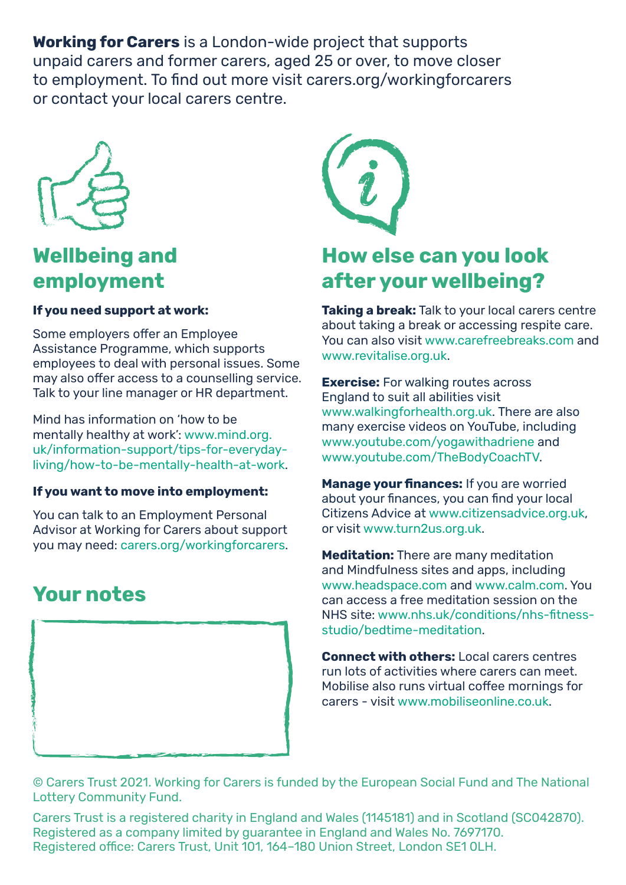**Working for Carers** is a London-wide project that supports unpaid carers and former carers, aged 25 or over, to move closer to employment. To find out more visit carers.org/workingforcarers or contact your local carers centre.

## Wellbeing and employment

**If you need support at work:**

Some employers offer an Employee Assistance Programme, which supports employees to deal with personal issues. Some may also offer access to a counselling service. Talk to your line manager or HR department.

Mind has information on 'how to be mentally healthy at work': www.mind.org.uk/information-support/tips-for-everyday-living/how-to-be-mentally-health-at-work.

**If you want to move into employment:**

You can talk to an Employment Personal Advisor at Working for Carers about support you may need: carers.org/workingforcarers.

## Your notes

## How else can you look after your wellbeing?

**Taking a break:** Talk to your local carers centre about taking a break or accessing respite care. You can also visit www.carefreebreaks.com and www.revitalise.org.uk.

**Exercise:** For walking routes across England to suit all abilities visit www.walkingforhealth.org.uk. There are also many exercise videos on YouTube, including www.youtube.com/yogawithadriene and www.youtube.com/TheBodyCoachTV.

**Manage your finances:** If you are worried about your finances, you can find your local Citizens Advice at www.citizensadvice.org.uk, or visit www.turn2us.org.uk.

**Meditation:** There are many meditation and Mindfulness sites and apps, including www.headspace.com and www.calm.com. You can access a free meditation session on the NHS site: www.nhs.uk/conditions/nhs-fitness-studio/bedtime-meditation.

**Connect with others:** Local carers centres run lots of activities where carers can meet. Mobilise also runs virtual coffee mornings for carers - visit www.mobiliseonline.co.uk.

© Carers Trust 2021. Working for Carers is funded by the European Social Fund and The National Lottery Community Fund.

Carers Trust is a registered charity in England and Wales (1145181) and in Scotland (SC042870). Registered as a company limited by guarantee in England and Wales No. 7697170. Registered office: Carers Trust, Unit 101, 164–180 Union Street, London SE1 0LH.